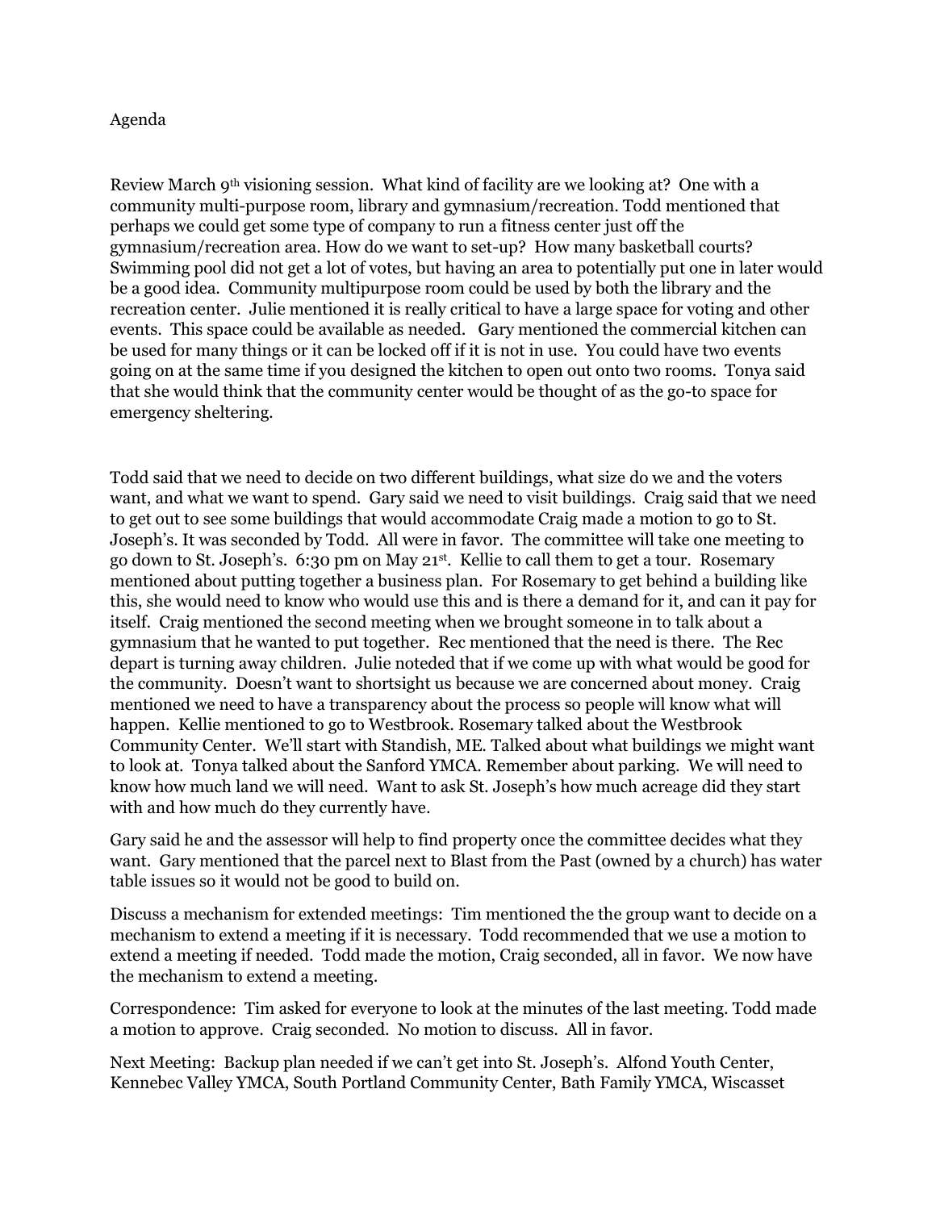Agenda

Review March 9th visioning session. What kind of facility are we looking at? One with a community multi-purpose room, library and gymnasium/recreation. Todd mentioned that perhaps we could get some type of company to run a fitness center just off the gymnasium/recreation area. How do we want to set-up? How many basketball courts? Swimming pool did not get a lot of votes, but having an area to potentially put one in later would be a good idea. Community multipurpose room could be used by both the library and the recreation center. Julie mentioned it is really critical to have a large space for voting and other events. This space could be available as needed. Gary mentioned the commercial kitchen can be used for many things or it can be locked off if it is not in use. You could have two events going on at the same time if you designed the kitchen to open out onto two rooms. Tonya said that she would think that the community center would be thought of as the go-to space for emergency sheltering.

Todd said that we need to decide on two different buildings, what size do we and the voters want, and what we want to spend. Gary said we need to visit buildings. Craig said that we need to get out to see some buildings that would accommodate Craig made a motion to go to St. Joseph's. It was seconded by Todd. All were in favor. The committee will take one meeting to go down to St. Joseph's. 6:30 pm on May 21st. Kellie to call them to get a tour. Rosemary mentioned about putting together a business plan. For Rosemary to get behind a building like this, she would need to know who would use this and is there a demand for it, and can it pay for itself. Craig mentioned the second meeting when we brought someone in to talk about a gymnasium that he wanted to put together. Rec mentioned that the need is there. The Rec depart is turning away children. Julie noteded that if we come up with what would be good for the community. Doesn't want to shortsight us because we are concerned about money. Craig mentioned we need to have a transparency about the process so people will know what will happen. Kellie mentioned to go to Westbrook. Rosemary talked about the Westbrook Community Center. We'll start with Standish, ME. Talked about what buildings we might want to look at. Tonya talked about the Sanford YMCA. Remember about parking. We will need to know how much land we will need. Want to ask St. Joseph's how much acreage did they start with and how much do they currently have.

Gary said he and the assessor will help to find property once the committee decides what they want. Gary mentioned that the parcel next to Blast from the Past (owned by a church) has water table issues so it would not be good to build on.

Discuss a mechanism for extended meetings: Tim mentioned the the group want to decide on a mechanism to extend a meeting if it is necessary. Todd recommended that we use a motion to extend a meeting if needed. Todd made the motion, Craig seconded, all in favor. We now have the mechanism to extend a meeting.

Correspondence: Tim asked for everyone to look at the minutes of the last meeting. Todd made a motion to approve. Craig seconded. No motion to discuss. All in favor.

Next Meeting: Backup plan needed if we can't get into St. Joseph's. Alfond Youth Center, Kennebec Valley YMCA, South Portland Community Center, Bath Family YMCA, Wiscasset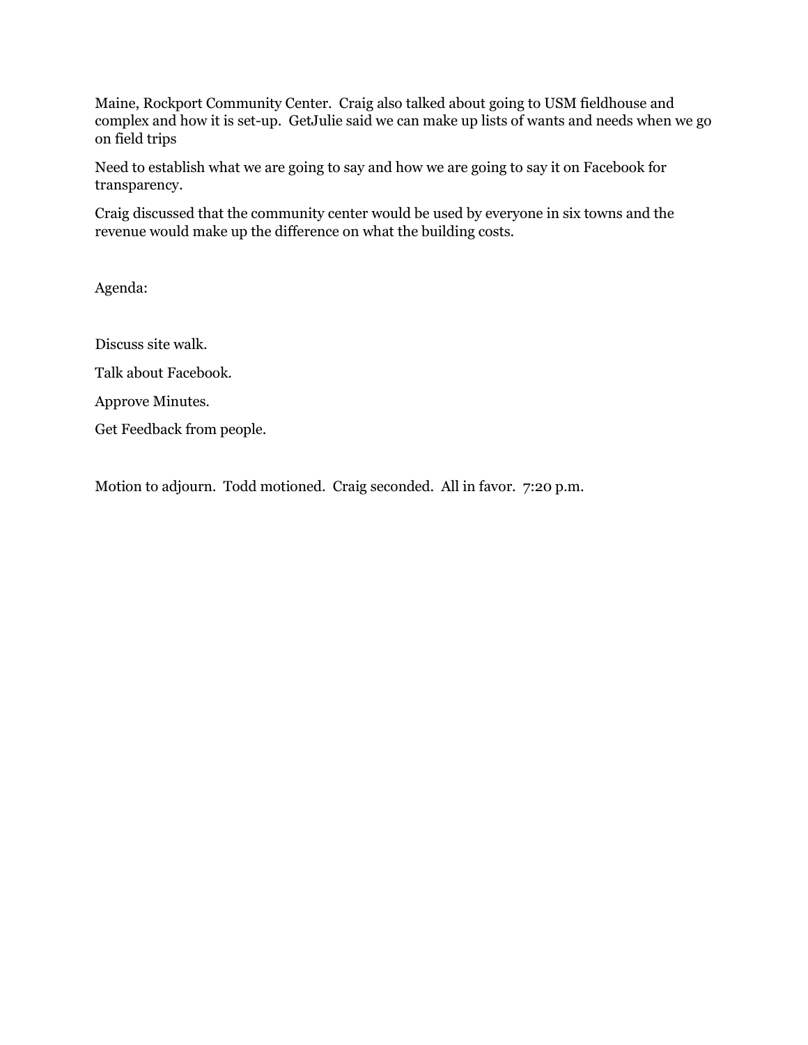Maine, Rockport Community Center. Craig also talked about going to USM fieldhouse and complex and how it is set-up. GetJulie said we can make up lists of wants and needs when we go on field trips

Need to establish what we are going to say and how we are going to say it on Facebook for transparency.

Craig discussed that the community center would be used by everyone in six towns and the revenue would make up the difference on what the building costs.

Agenda:

Discuss site walk.

Talk about Facebook.

Approve Minutes.

Get Feedback from people.

Motion to adjourn. Todd motioned. Craig seconded. All in favor. 7:20 p.m.